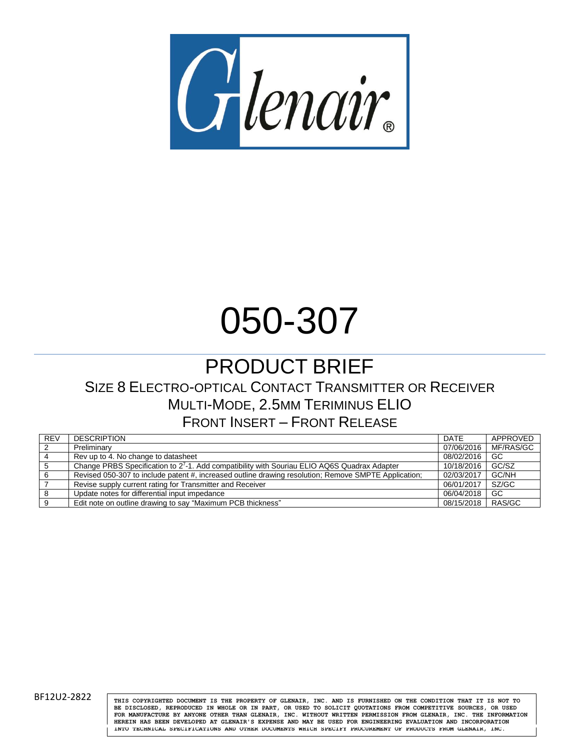# 050-307

## PRODUCT BRIEF

### SIZE 8 ELECTRO-OPTICAL CONTACT TRANSMITTER OR RECEIVER
### MULTI-MODE, 2.5MM TERIMINUS ELIO
### FRONT INSERT – FRONT RELEASE

| REV | DESCRIPTION | DATE | APPROVED |
|---|---|---|---|
| 2 | Preliminary | 07/06/2016 | MF/RAS/GC |
| 4 | Rev up to 4. No change to datasheet | 08/02/2016 | GC |
| 5 | Change PRBS Specification to $2^7$-1. Add compatibility with Souriau ELIO AQ6S Quadrax Adapter | 10/18/2016 | GC/SZ |
| 6 | Revised 050-307 to include patent #, increased outline drawing resolution; Remove SMPTE Application; | 02/03/2017 | GC/NH |
| 7 | Revise supply current rating for Transmitter and Receiver | 06/01/2017 | SZ/GC |
| 8 | Update notes for differential input impedance | 06/04/2018 | GC |
| 9 | Edit note on outline drawing to say "Maximum PCB thickness" | 08/15/2018 | RAS/GC |

BF12U2-2822

THIS COPYRIGHTED DOCUMENT IS THE PROPERTY OF GLENAIR, INC. AND IS FURNISHED ON THE CONDITION THAT IT IS NOT TO BE DISCLOSED, REPRODUCED IN WHOLE OR IN PART, OR USED TO SOLICIT QUOTATIONS FROM COMPETITIVE SOURCES, OR USED FOR MANUFACTURE BY ANYONE OTHER THAN GLENAIR, INC. WITHOUT WRITTEN PERMISSION FROM GLENAIR, INC. THE INFORMATION HEREIN HAS BEEN DEVELOPED AT GLENAIR'S EXPENSE AND MAY BE USED FOR ENGINEERING EVALUATION AND INCORPORATION INTO TECHNICAL SPECIFICATIONS AND OTHER DOCUMENTS WHICH SPECIFY PROCUREMENT OF PRODUCTS FROM GLENAIR, INC.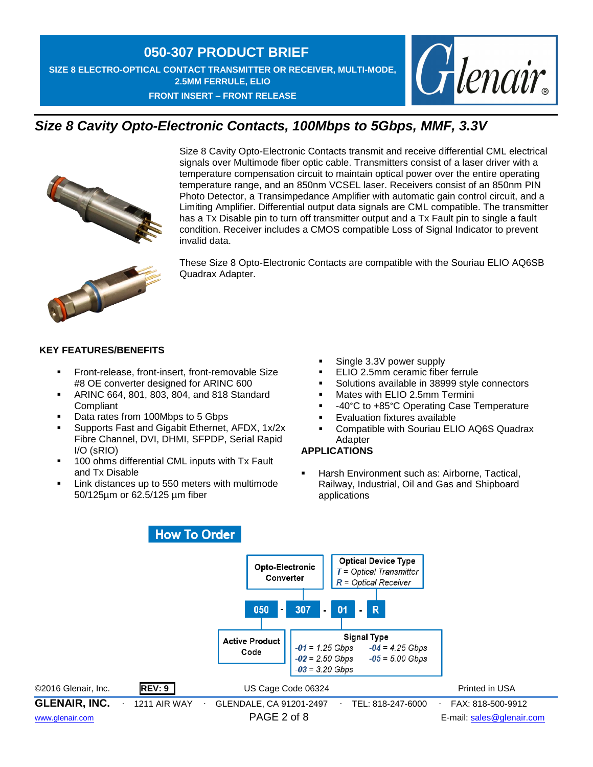# 050-307 PRODUCT BRIEF

**SIZE 8 ELECTRO-OPTICAL CONTACT TRANSMITTER OR RECEIVER, MULTI-MODE, 2.5MM FERRULE, ELIO**

**FRONT INSERT – FRONT RELEASE**

## *Size 8 Cavity Opto-Electronic Contacts, 100Mbps to 5Gbps, MMF, 3.3V*

Size 8 Cavity Opto-Electronic Contacts transmit and receive differential CML electrical signals over Multimode fiber optic cable. Transmitters consist of a laser driver with a temperature compensation circuit to maintain optical power over the entire operating temperature range, and an 850nm VCSEL laser. Receivers consist of an 850nm PIN Photo Detector, a Transimpedance Amplifier with automatic gain control circuit, and a Limiting Amplifier. Differential output data signals are CML compatible. The transmitter has a Tx Disable pin to turn off transmitter output and a Tx Fault pin to single a fault condition. Receiver includes a CMOS compatible Loss of Signal Indicator to prevent invalid data.

These Size 8 Opto-Electronic Contacts are compatible with the Souriau ELIO AQ6SB Quadrax Adapter.

### KEY FEATURES/BENEFITS

- Front-release, front-insert, front-removable Size #8 OE converter designed for ARINC 600
- ARINC 664, 801, 803, 804, and 818 Standard Compliant
- Data rates from 100Mbps to 5 Gbps
- Supports Fast and Gigabit Ethernet, AFDX, 1x/2x Fibre Channel, DVI, DHMI, SFPDP, Serial Rapid I/O (sRIO)
- 100 ohms differential CML inputs with Tx Fault and Tx Disable
- Link distances up to 550 meters with multimode 50/125µm or 62.5/125 µm fiber
- Single 3.3V power supply
- ELIO 2.5mm ceramic fiber ferrule
- Solutions available in 38999 style connectors
- Mates with ELIO 2.5mm Termini
- -40°C to +85°C Operating Case Temperature
- Evaluation fixtures available
- Compatible with Souriau ELIO AQ6S Quadrax Adapter

### APPLICATIONS

- Harsh Environment such as: Airborne, Tactical, Railway, Industrial, Oil and Gas and Shipboard applications

## How To Order

**050 - 307 - 01 - R**

| Field | Value | Description |
|---|---|---|
| Opto-Electronic Converter | 050 | |
| Active Product Code | 307 | |
| Signal Type | 01 | *-01* = 1.25 Gbps; *-02* = 2.50 Gbps; *-03* = 3.20 Gbps; *-04* = 4.25 Gbps; *-05* = 5.00 Gbps |
| Optical Device Type | R | *T* = Optical Transmitter; *R* = Optical Receiver |

©2016 Glenair, Inc. REV: 9 US Cage Code 06324 Printed in USA

GLENAIR, INC. · 1211 AIR WAY · GLENDALE, CA 91201-2497 · TEL: 818-247-6000 · FAX: 818-500-9912

www.glenair.com E-mail: sales@glenair.com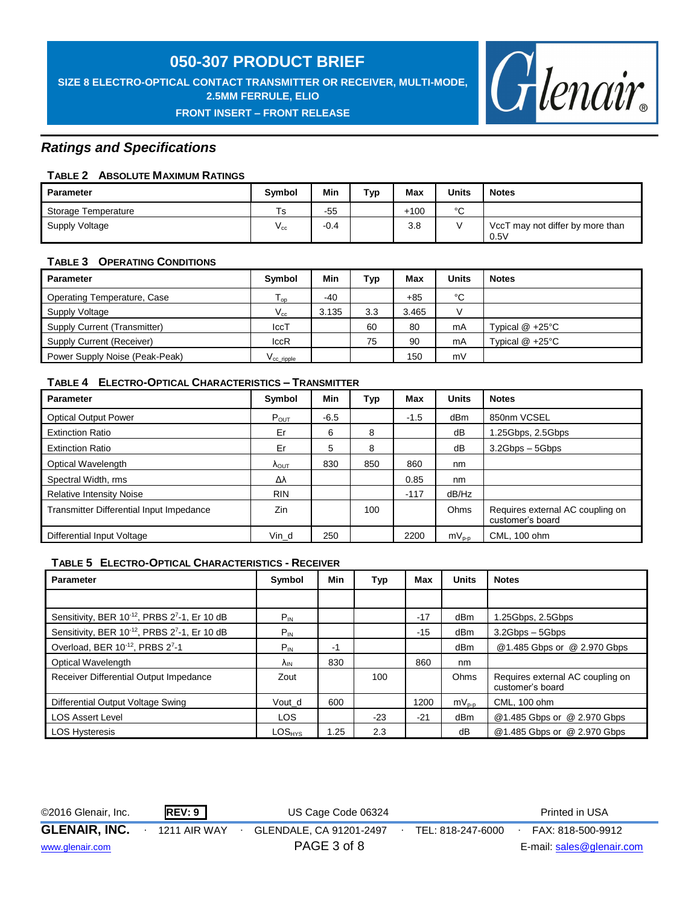## Ratings and Specifications

**TABLE 2 ABSOLUTE MAXIMUM RATINGS**

| Parameter | Symbol | Min | Typ | Max | Units | Notes |
|---|---|---|---|---|---|---|
| Storage Temperature | Ts | -55 | | +100 | °C | |
| Supply Voltage | $V_{cc}$ | -0.4 | | 3.8 | V | VccT may not differ by more than 0.5V |

**TABLE 3 OPERATING CONDITIONS**

| Parameter | Symbol | Min | Typ | Max | Units | Notes |
|---|---|---|---|---|---|---|
| Operating Temperature, Case | $T_{op}$ | -40 | | +85 | °C | |
| Supply Voltage | $V_{cc}$ | 3.135 | 3.3 | 3.465 | V | |
| Supply Current (Transmitter) | IccT | | 60 | 80 | mA | Typical @ +25°C |
| Supply Current (Receiver) | IccR | | 75 | 90 | mA | Typical @ +25°C |
| Power Supply Noise (Peak-Peak) | $V_{cc\_ripple}$ | | | 150 | mV | |

**TABLE 4 ELECTRO-OPTICAL CHARACTERISTICS – TRANSMITTER**

| Parameter | Symbol | Min | Typ | Max | Units | Notes |
|---|---|---|---|---|---|---|
| Optical Output Power | $P_{OUT}$ | -6.5 | | -1.5 | dBm | 850nm VCSEL |
| Extinction Ratio | Er | 6 | 8 | | dB | 1.25Gbps, 2.5Gbps |
| Extinction Ratio | Er | 5 | 8 | | dB | 3.2Gbps – 5Gbps |
| Optical Wavelength | $\lambda_{OUT}$ | 830 | 850 | 860 | nm | |
| Spectral Width, rms | Δλ | | | 0.85 | nm | |
| Relative Intensity Noise | RIN | | | -117 | dB/Hz | |
| Transmitter Differential Input Impedance | Zin | | 100 | | Ohms | Requires external AC coupling on customer's board |
| Differential Input Voltage | Vin_d | 250 | | 2200 | $mV_{p-p}$ | CML, 100 ohm |

**TABLE 5 ELECTRO-OPTICAL CHARACTERISTICS - RECEIVER**

| Parameter | Symbol | Min | Typ | Max | Units | Notes |
|---|---|---|---|---|---|---|
| | | | | | | |
| Sensitivity, BER $10^{-12}$, PRBS $2^7$-1, Er 10 dB | $P_{IN}$ | | | -17 | dBm | 1.25Gbps, 2.5Gbps |
| Sensitivity, BER $10^{-12}$, PRBS $2^7$-1, Er 10 dB | $P_{IN}$ | | | -15 | dBm | 3.2Gbps – 5Gbps |
| Overload, BER $10^{-12}$, PRBS $2^7$-1 | $P_{IN}$ | -1 | | | dBm | @1.485 Gbps or @ 2.970 Gbps |
| Optical Wavelength | $\lambda_{IN}$ | 830 | | 860 | nm | |
| Receiver Differential Output Impedance | Zout | | 100 | | Ohms | Requires external AC coupling on customer's board |
| Differential Output Voltage Swing | Vout_d | 600 | | 1200 | $mV_{p-p}$ | CML, 100 ohm |
| LOS Assert Level | LOS | | -23 | -21 | dBm | @1.485 Gbps or @ 2.970 Gbps |
| LOS Hysteresis | $LOS_{HYS}$ | 1.25 | 2.3 | | dB | @1.485 Gbps or @ 2.970 Gbps |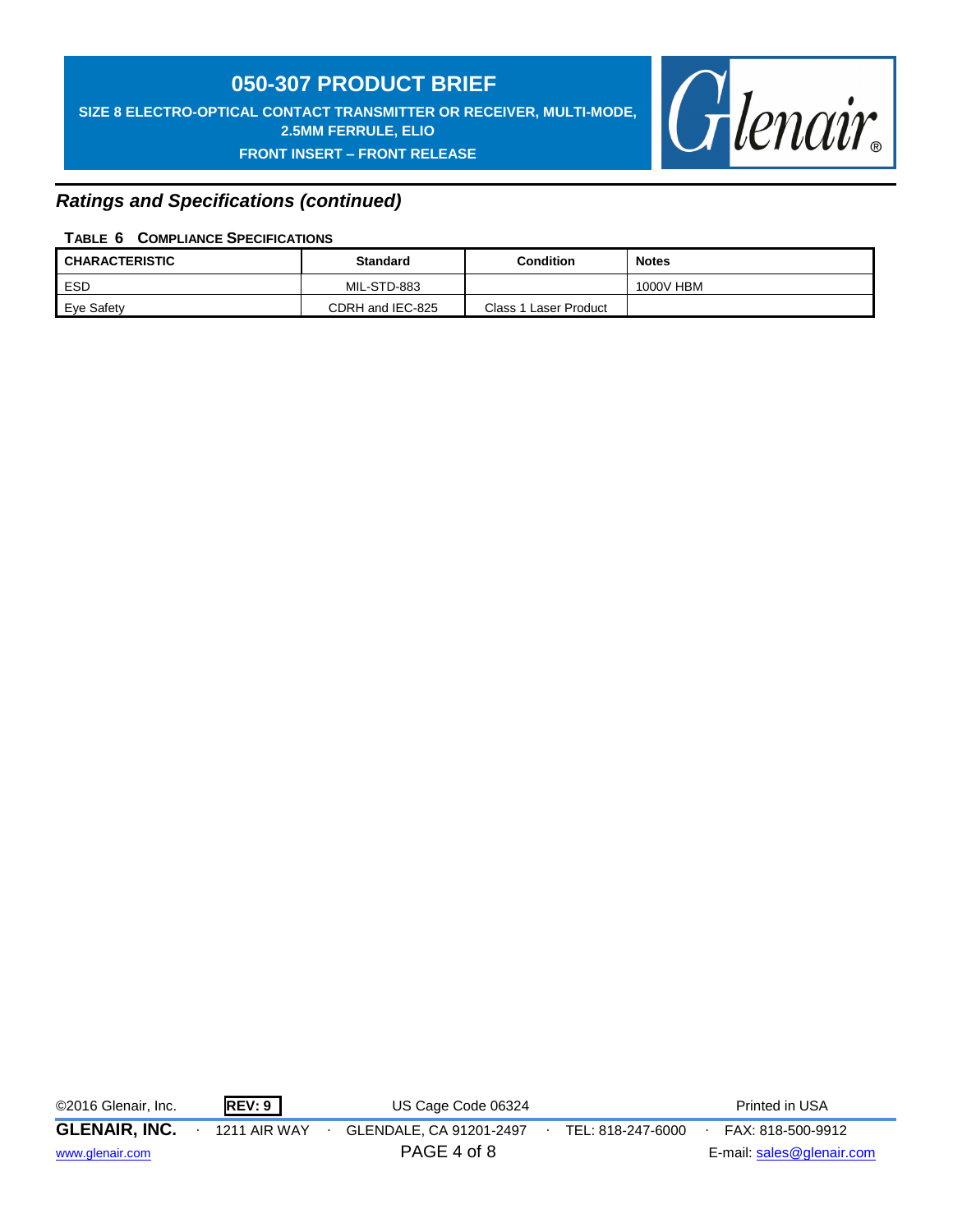## Ratings and Specifications (continued)

**TABLE 6 COMPLIANCE SPECIFICATIONS**

| CHARACTERISTIC | Standard | Condition | Notes |
|---|---|---|---|
| ESD | MIL-STD-883 | | 1000V HBM |
| Eye Safety | CDRH and IEC-825 | Class 1 Laser Product | |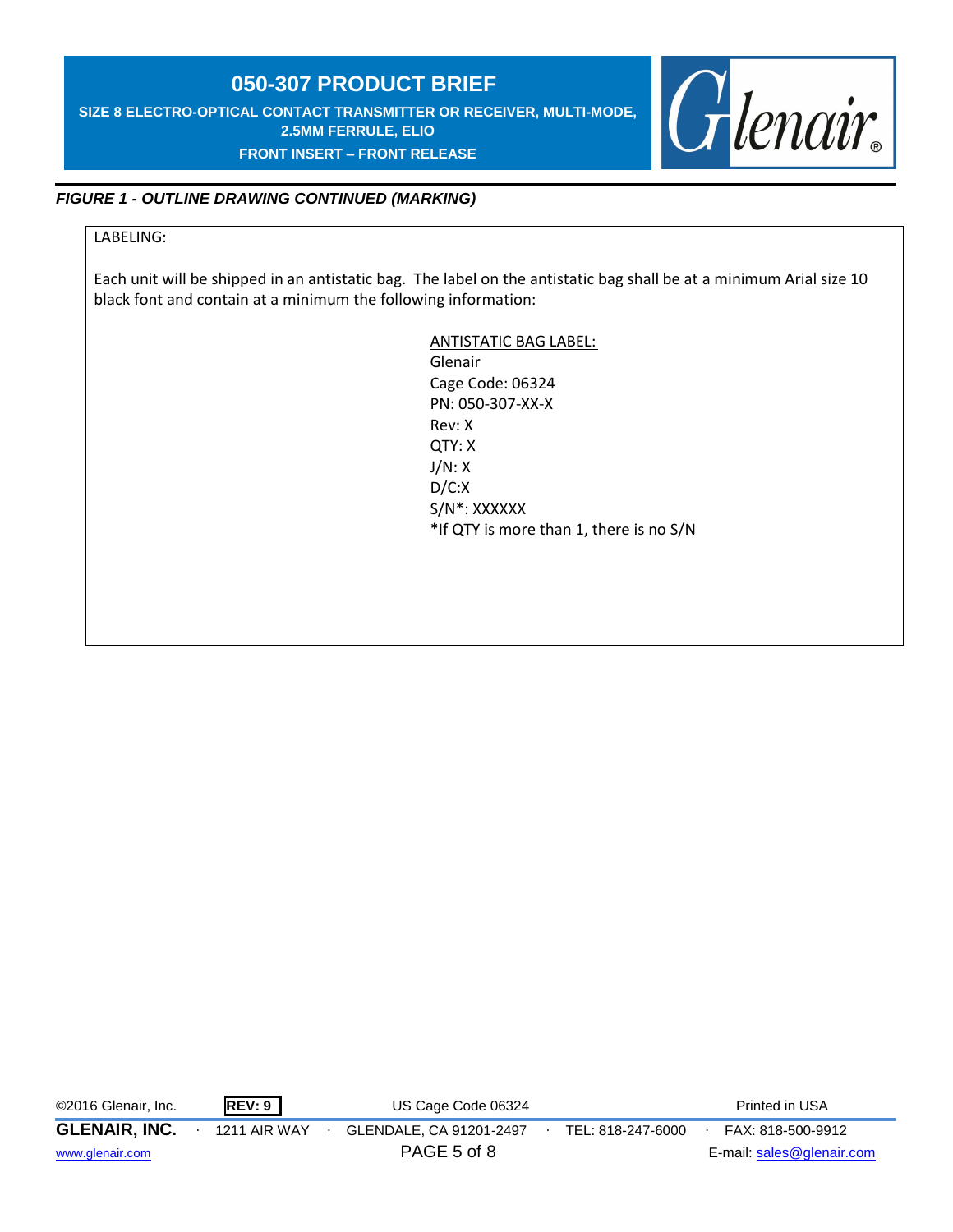*FIGURE 1 - OUTLINE DRAWING CONTINUED (MARKING)*

LABELING:

Each unit will be shipped in an antistatic bag. The label on the antistatic bag shall be at a minimum Arial size 10 black font and contain at a minimum the following information:

<u>ANTISTATIC BAG LABEL:</u>
Glenair
Cage Code: 06324
PN: 050-307-XX-X
Rev: X
QTY: X
J/N: X
D/C:X
S/N*: XXXXXX
*If QTY is more than 1, there is no S/N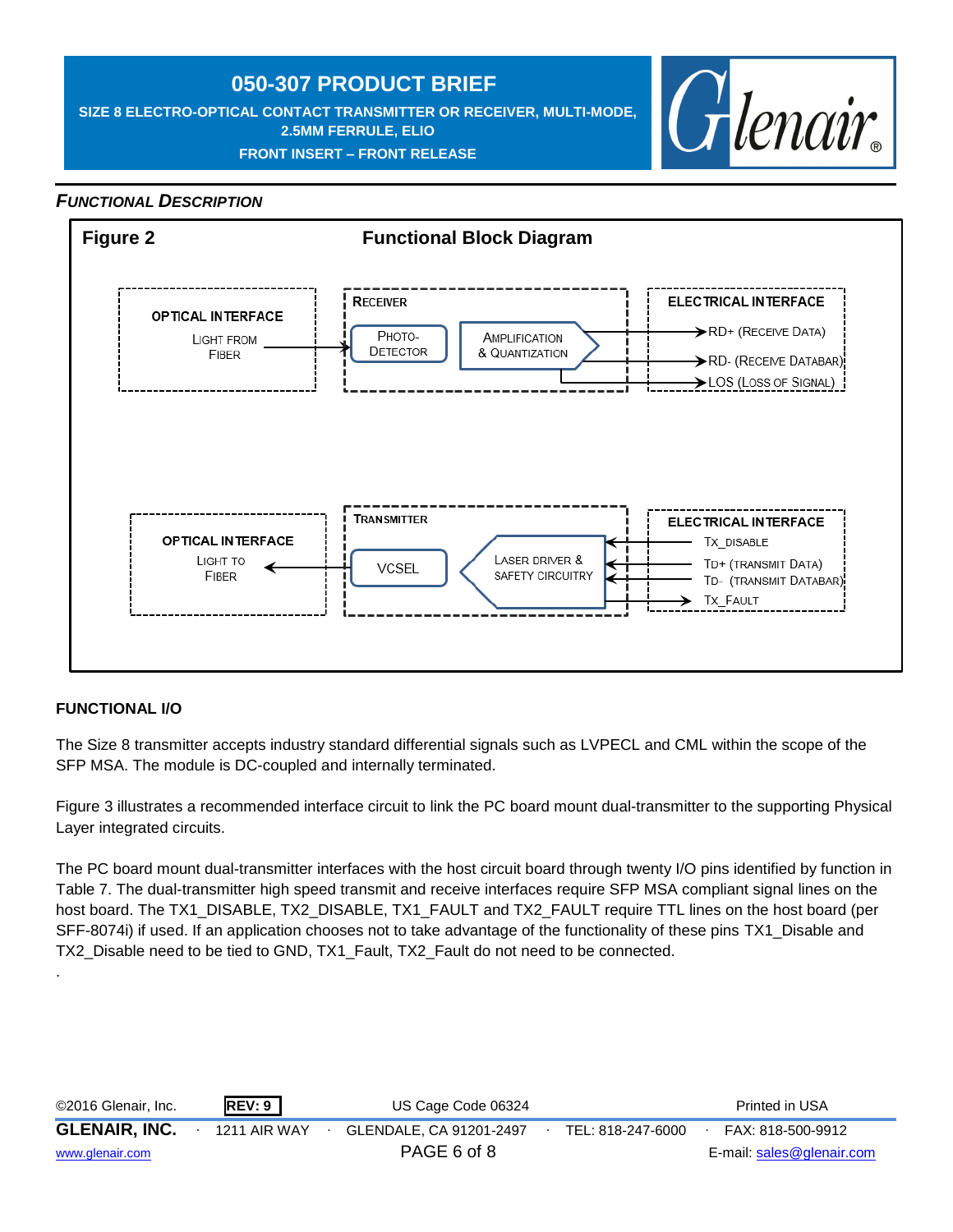# 050-307 PRODUCT BRIEF

**SIZE 8 ELECTRO-OPTICAL CONTACT TRANSMITTER OR RECEIVER, MULTI-MODE, 2.5MM FERRULE, ELIO**

**FRONT INSERT – FRONT RELEASE**

## *FUNCTIONAL DESCRIPTION*

**Figure 2** **Functional Block Diagram**

OPTICAL INTERFACE
LIGHT FROM FIBER

RECEIVER
PHOTO-DETECTOR
AMPLIFICATION & QUANTIZATION

ELECTRICAL INTERFACE
RD+ (RECEIVE DATA)
RD- (RECEIVE DATABAR)
LOS (LOSS OF SIGNAL)

OPTICAL INTERFACE
LIGHT TO FIBER

TRANSMITTER
VCSEL
LASER DRIVER & SAFETY CIRCUITRY

ELECTRICAL INTERFACE
TX_DISABLE
TD+ (TRANSMIT DATA)
TD- (TRANSMIT DATABAR)
TX_FAULT

### FUNCTIONAL I/O

The Size 8 transmitter accepts industry standard differential signals such as LVPECL and CML within the scope of the SFP MSA. The module is DC-coupled and internally terminated.

Figure 3 illustrates a recommended interface circuit to link the PC board mount dual-transmitter to the supporting Physical Layer integrated circuits.

The PC board mount dual-transmitter interfaces with the host circuit board through twenty I/O pins identified by function in Table 7. The dual-transmitter high speed transmit and receive interfaces require SFP MSA compliant signal lines on the host board. The TX1_DISABLE, TX2_DISABLE, TX1_FAULT and TX2_FAULT require TTL lines on the host board (per SFF-8074i) if used. If an application chooses not to take advantage of the functionality of these pins TX1_Disable and TX2_Disable need to be tied to GND, TX1_Fault, TX2_Fault do not need to be connected.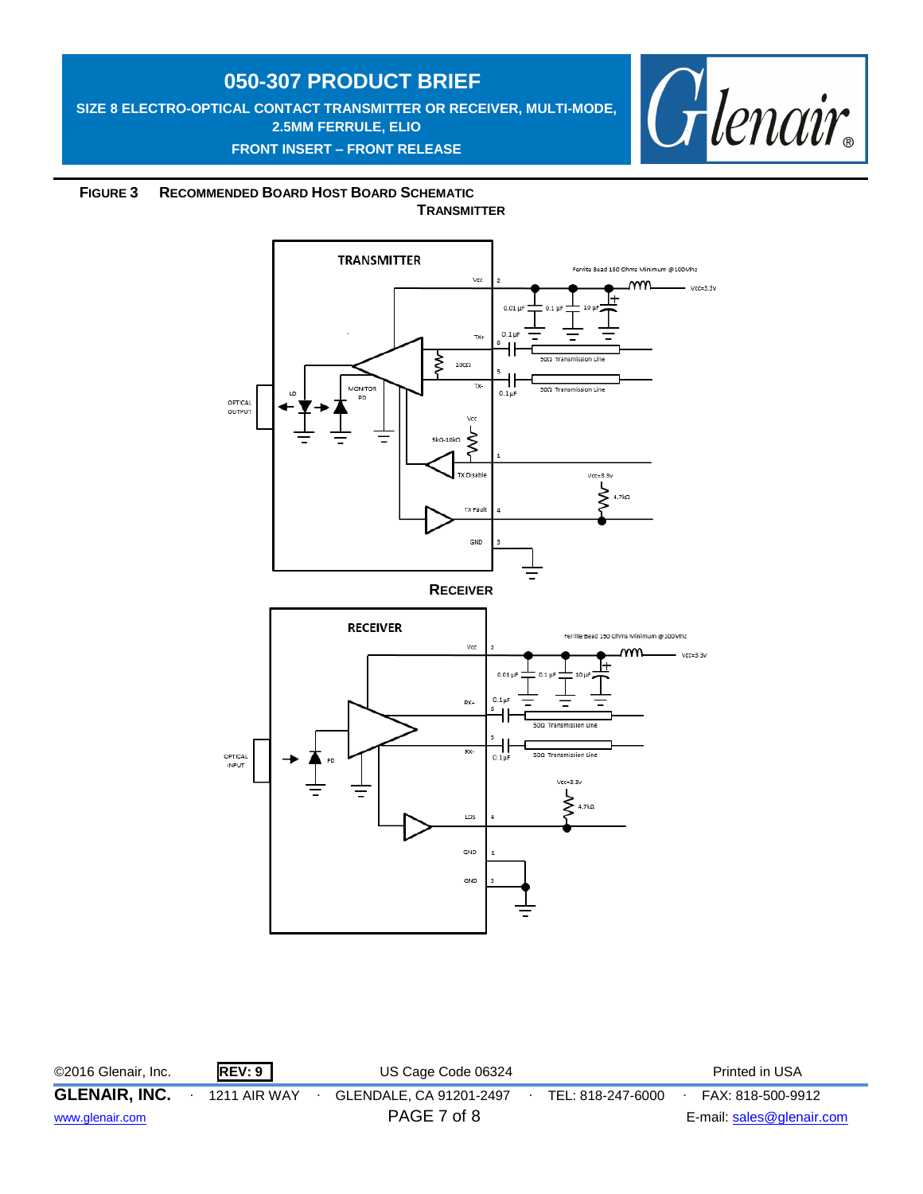**FIGURE 3 RECOMMENDED BOARD HOST BOARD SCHEMATIC**

**TRANSMITTER**

TRANSMITTER

Vcc 2 — Ferrite Bead 150 Ohms Minimum @100Mhz — Vcc=3.3v

0.01 µF, 0.1 µF, 10 µF

TX+ 6 — 0.1 µF — 50Ω Transmission Line

100Ω

TX- 5 — 0.1 µF — 50Ω Transmission Line

OPTICAL OUTPUT, LD, MONITOR PD

Vcc, 5kΩ-10kΩ

TX Disable 1

Vcc=3.3v, 4.7kΩ

TX Fault 4

GND 3

**RECEIVER**

RECEIVER

Vcc 2 — Ferrite Bead 150 Ohms Minimum @100Mhz — Vcc=3.3v

0.01 µF, 0.1 µF, 10 µF

RX+ 6 — 0.1µF — 50Ω Transmission Line

RX- 5 — 0.1µF — 50Ω Transmission Line

OPTICAL INPUT, PD

Vcc=3.3v, 4.7kΩ

LOS 4

GND 1

GND 3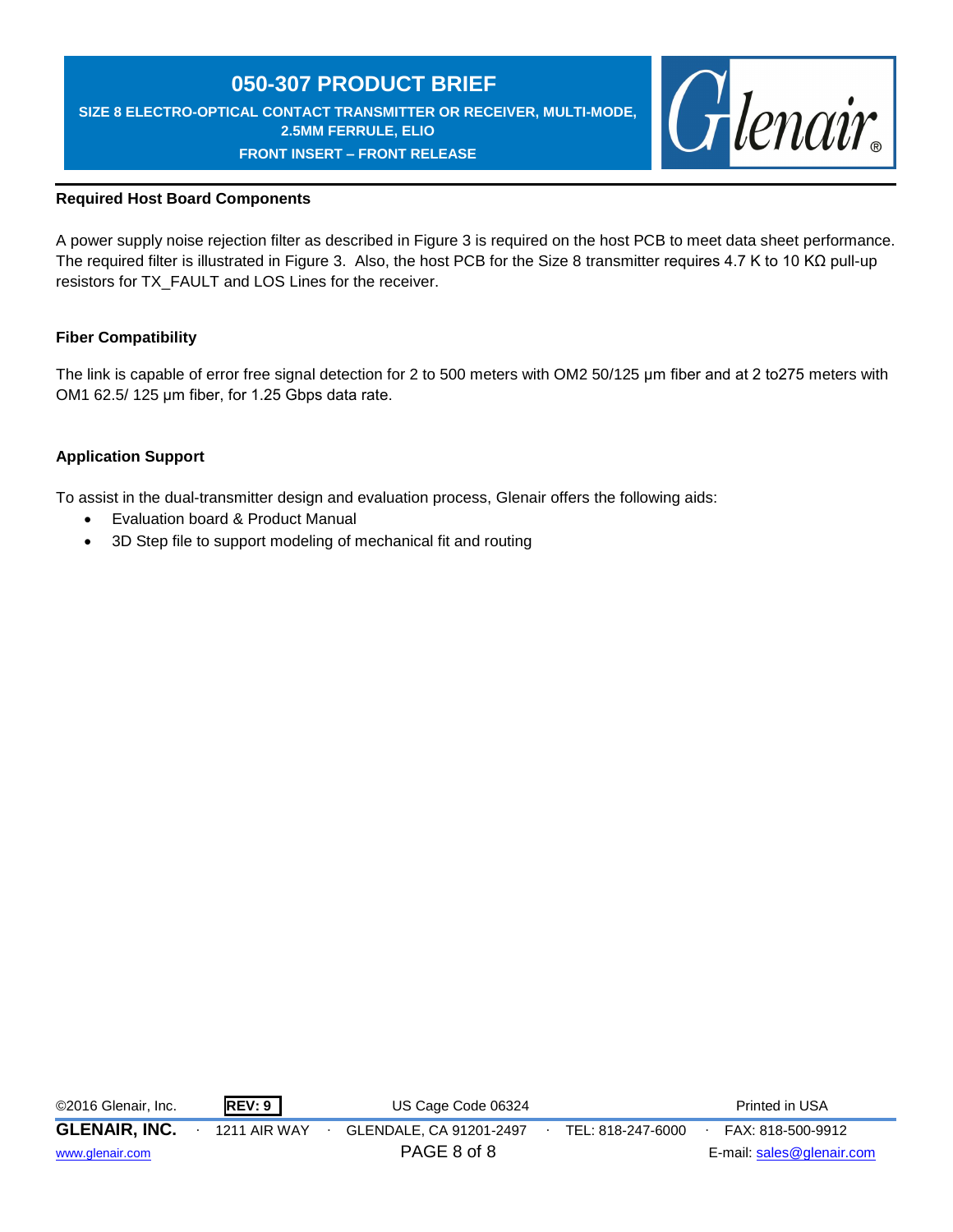### Required Host Board Components

A power supply noise rejection filter as described in Figure 3 is required on the host PCB to meet data sheet performance. The required filter is illustrated in Figure 3.  Also, the host PCB for the Size 8 transmitter requires 4.7 K to 10 KΩ pull-up resistors for TX_FAULT and LOS Lines for the receiver.

### Fiber Compatibility

The link is capable of error free signal detection for 2 to 500 meters with OM2 50/125 µm fiber and at 2 to275 meters with OM1 62.5/ 125 µm fiber, for 1.25 Gbps data rate.

### Application Support

To assist in the dual-transmitter design and evaluation process, Glenair offers the following aids:

- Evaluation board & Product Manual
- 3D Step file to support modeling of mechanical fit and routing